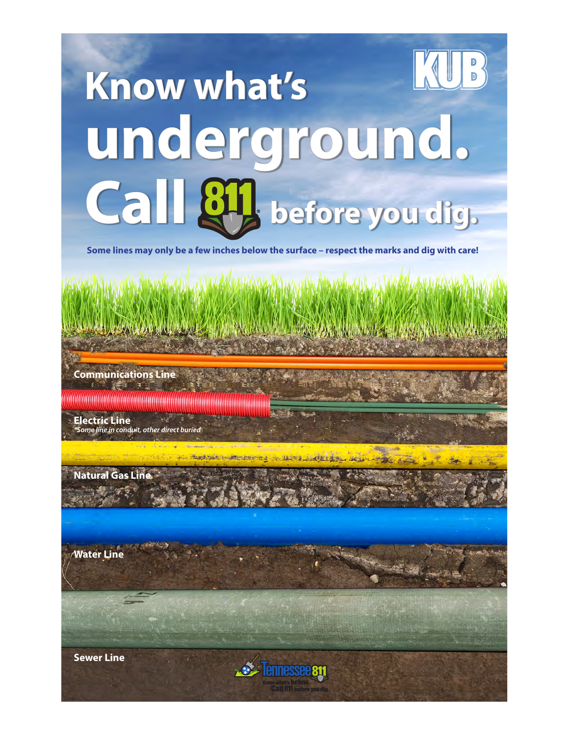KUB

# Know what's underground. Call 811 before you dig.

**Some lines may only be a few inches below the surface – respect the marks and dig with care!**

**Communications Line**

**Electric Line**
*\*Some line in conduit, other direct buried*

**Natural Gas Line**

**Water Line**

**Sewer Line**

Tennessee 811
Know what's below. Call 811 before you dig.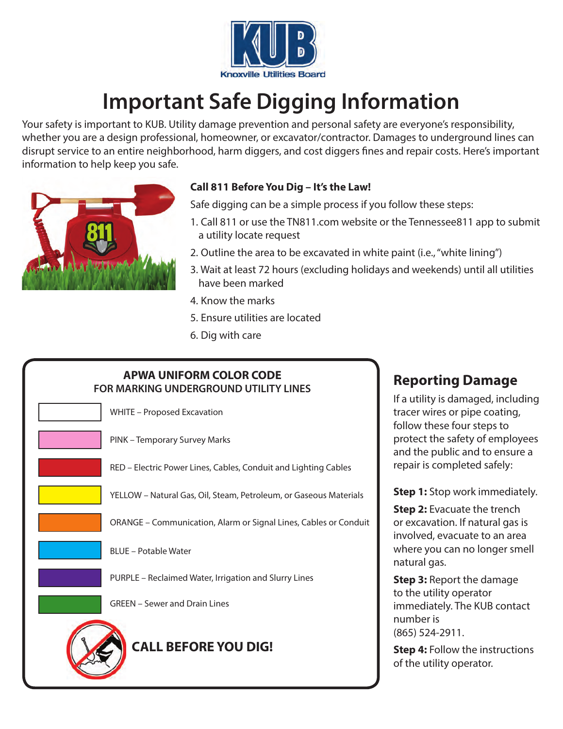KUB
Knoxville Utilities Board

# Important Safe Digging Information

Your safety is important to KUB. Utility damage prevention and personal safety are everyone's responsibility, whether you are a design professional, homeowner, or excavator/contractor. Damages to underground lines can disrupt service to an entire neighborhood, harm diggers, and cost diggers fines and repair costs. Here's important information to help keep you safe.

**Call 811 Before You Dig – It's the Law!**

Safe digging can be a simple process if you follow these steps:

1. Call 811 or use the TN811.com website or the Tennessee811 app to submit a utility locate request
2. Outline the area to be excavated in white paint (i.e., "white lining")
3. Wait at least 72 hours (excluding holidays and weekends) until all utilities have been marked
4. Know the marks
5. Ensure utilities are located
6. Dig with care

## APWA UNIFORM COLOR CODE FOR MARKING UNDERGROUND UTILITY LINES

- WHITE – Proposed Excavation
- PINK – Temporary Survey Marks
- RED – Electric Power Lines, Cables, Conduit and Lighting Cables
- YELLOW – Natural Gas, Oil, Steam, Petroleum, or Gaseous Materials
- ORANGE – Communication, Alarm or Signal Lines, Cables or Conduit
- BLUE – Potable Water
- PURPLE – Reclaimed Water, Irrigation and Slurry Lines
- GREEN – Sewer and Drain Lines

**CALL BEFORE YOU DIG!**

## Reporting Damage

If a utility is damaged, including tracer wires or pipe coating, follow these four steps to protect the safety of employees and the public and to ensure a repair is completed safely:

**Step 1:** Stop work immediately.

**Step 2:** Evacuate the trench or excavation. If natural gas is involved, evacuate to an area where you can no longer smell natural gas.

**Step 3:** Report the damage to the utility operator immediately. The KUB contact number is (865) 524-2911.

**Step 4:** Follow the instructions of the utility operator.